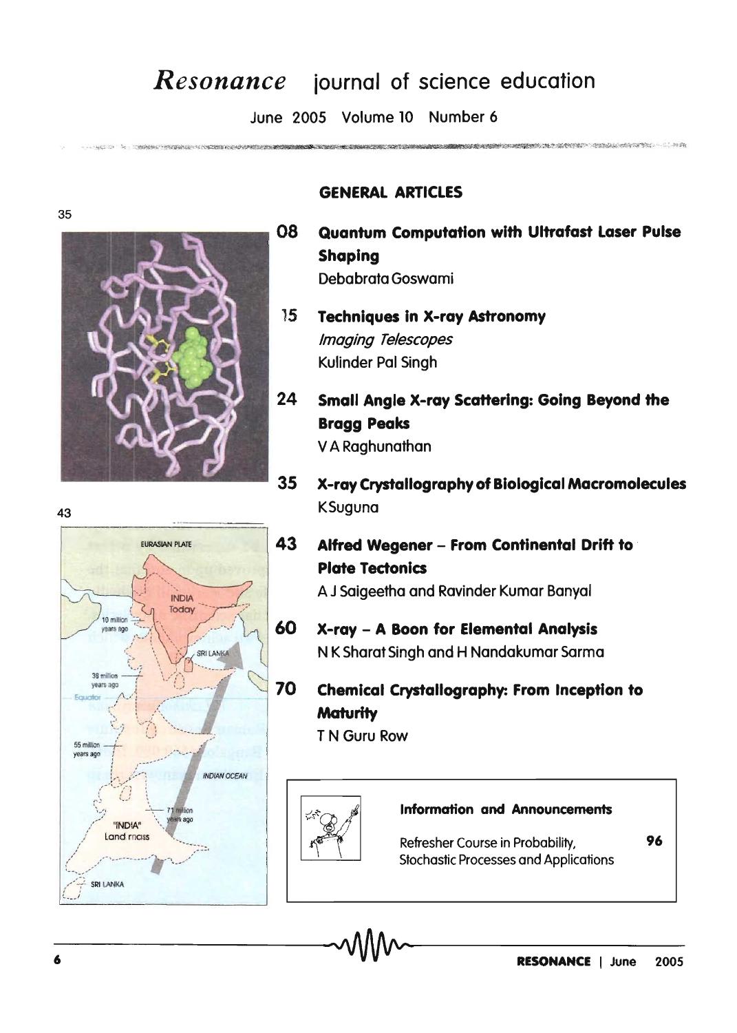# *Resonance* journal of science education

June 2005 Volume 10 Number 6

## GENERAL ARTICLES

**08 Quantum Computation with Ultrafast Laser Pulse Shaping**
Debabrata Goswami

**15 Techniques in X-ray Astronomy**
*Imaging Telescopes*
Kulinder Pal Singh

**24 Small Angle X-ray Scattering: Going Beyond the Bragg Peaks**
V A Raghunathan

**35 X-ray Crystallography of Biological Macromolecules**
K Suguna

**43 Alfred Wegener – From Continental Drift to Plate Tectonics**
A J Saigeetha and Ravinder Kumar Banyal

**60 X-ray – A Boon for Elemental Analysis**
N K Sharat Singh and H Nandakumar Sarma

**70 Chemical Crystallography: From Inception to Maturity**
T N Guru Row

**Information and Announcements**

Refresher Course in Probability, Stochastic Processes and Applications **96**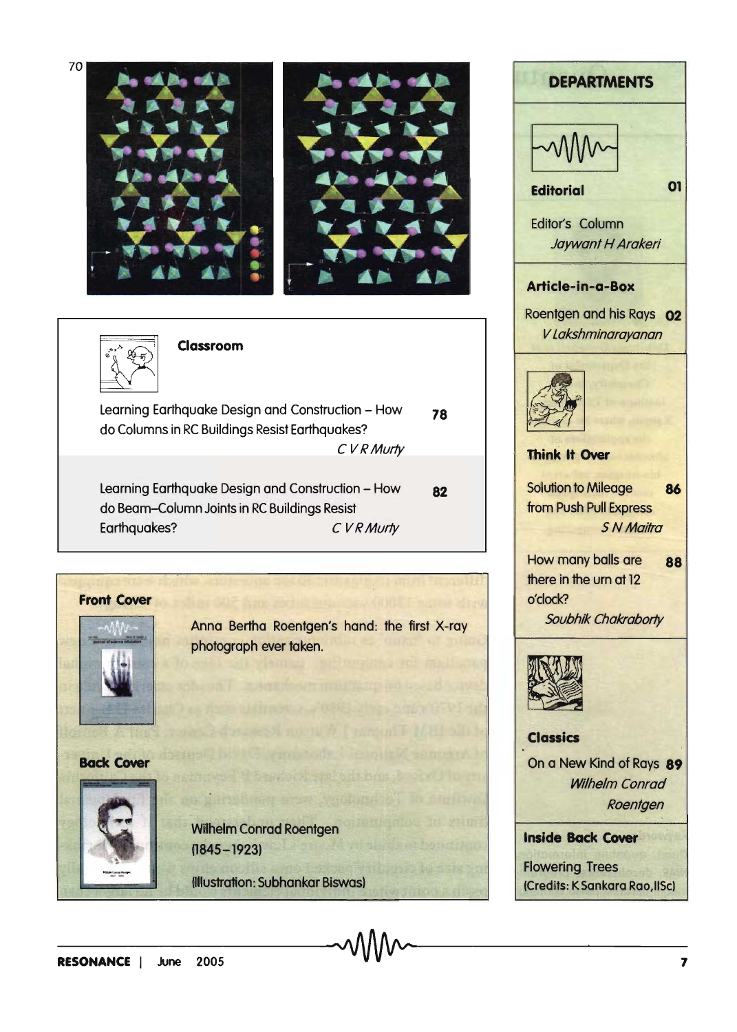70

## Classroom

Learning Earthquake Design and Construction – How do Columns in RC Buildings Resist Earthquakes? **78**
*C V R Murty*

Learning Earthquake Design and Construction – How do Beam–Column Joints in RC Buildings Resist Earthquakes? **82**
*C V R Murty*

## Front Cover

Anna Bertha Roentgen's hand: the first X-ray photograph ever taken.

## Back Cover

Wilhelm Conrad Roentgen (1845–1923)

(Illustration: Subhankar Biswas)

## DEPARTMENTS

### Editorial **01**

Editor's Column
*Jaywant H Arakeri*

### Article-in-a-Box

Roentgen and his Rays **02**
*V Lakshminarayanan*

### Think It Over

Solution to Mileage from Push Pull Express **86**
*S N Maitra*

How many balls are there in the urn at 12 o'clock? **88**
*Soubhik Chakraborty*

### Classics

On a New Kind of Rays **89**
*Wilhelm Conrad Roentgen*

### Inside Back Cover

Flowering Trees
(Credits: K Sankara Rao, IISc)